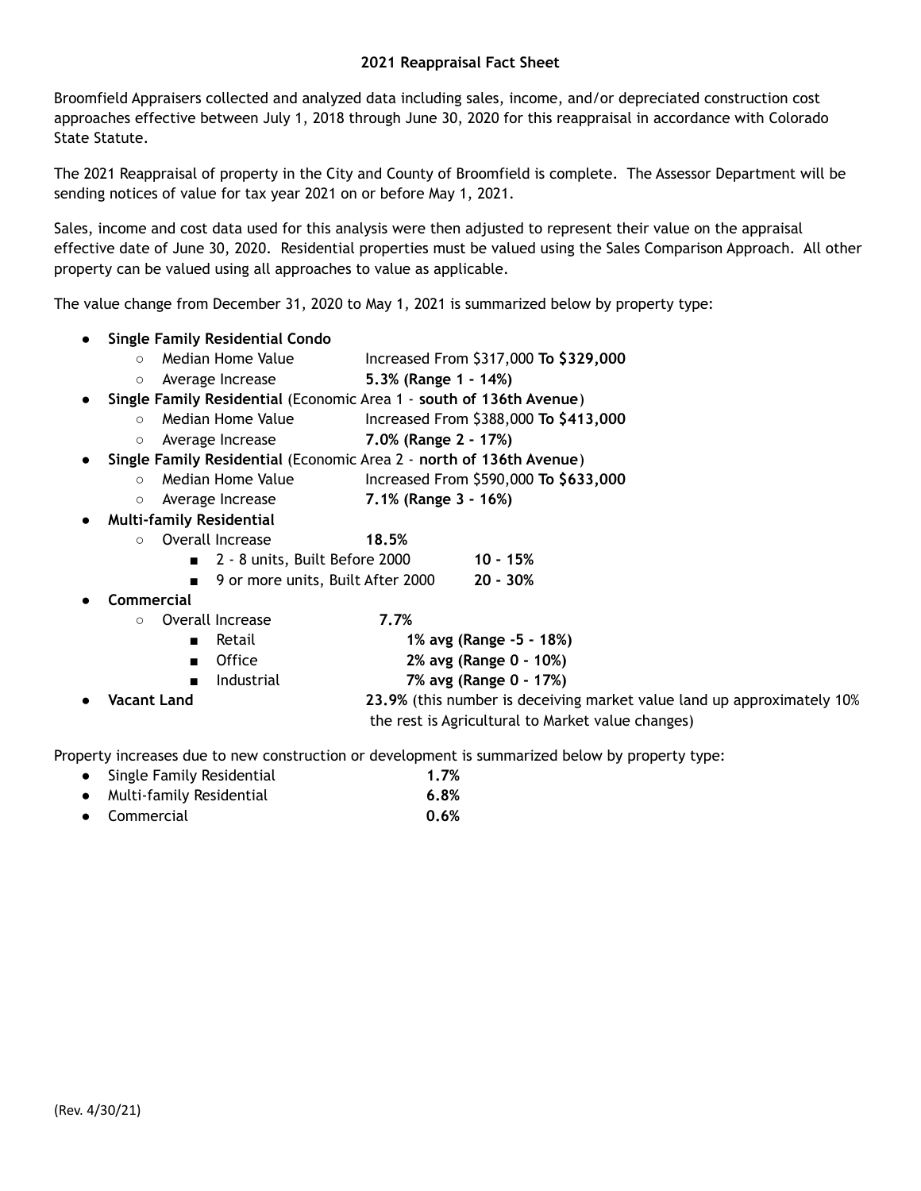## 2021 Reappraisal Fact Sheet

Broomfield Appraisers collected and analyzed data including sales, income, and/or depreciated construction cost approaches effective between July 1, 2018 through June 30, 2020 for this reappraisal in accordance with Colorado State Statute.

The 2021 Reappraisal of property in the City and County of Broomfield is complete. The Assessor Department will be sending notices of value for tax year 2021 on or before May 1, 2021.

Sales, income and cost data used for this analysis were then adjusted to represent their value on the appraisal effective date of June 30, 2020. Residential properties must be valued using the Sales Comparison Approach. All other property can be valued using all approaches to value as applicable.

The value change from December 31, 2020 to May 1, 2021 is summarized below by property type:

- **Single Family Residential Condo**
  - Median Home Value — Increased From $317,000 **To $329,000**
  - Average Increase — **5.3% (Range 1 - 14%)**
- **Single Family Residential** (Economic Area 1 - **south of 136th Avenue**)
  - Median Home Value — Increased From $388,000 **To $413,000**
  - Average Increase — **7.0% (Range 2 - 17%)**
- **Single Family Residential** (Economic Area 2 - **north of 136th Avenue**)
  - Median Home Value — Increased From $590,000 **To $633,000**
  - Average Increase — **7.1% (Range 3 - 16%)**
- **Multi-family Residential**
  - Overall Increase — **18.5%**
    - 2 - 8 units, Built Before 2000 — **10 - 15%**
    - 9 or more units, Built After 2000 — **20 - 30%**
- **Commercial**
  - Overall Increase — **7.7%**
    - Retail — **1% avg (Range -5 - 18%)**
    - Office — **2% avg (Range 0 - 10%)**
    - Industrial — **7% avg (Range 0 - 17%)**
- **Vacant Land** — **23.9%** (this number is deceiving market value land up approximately 10% the rest is Agricultural to Market value changes)

Property increases due to new construction or development is summarized below by property type:

- Single Family Residential — **1.7%**
- Multi-family Residential — **6.8%**
- Commercial — **0.6%**

(Rev. 4/30/21)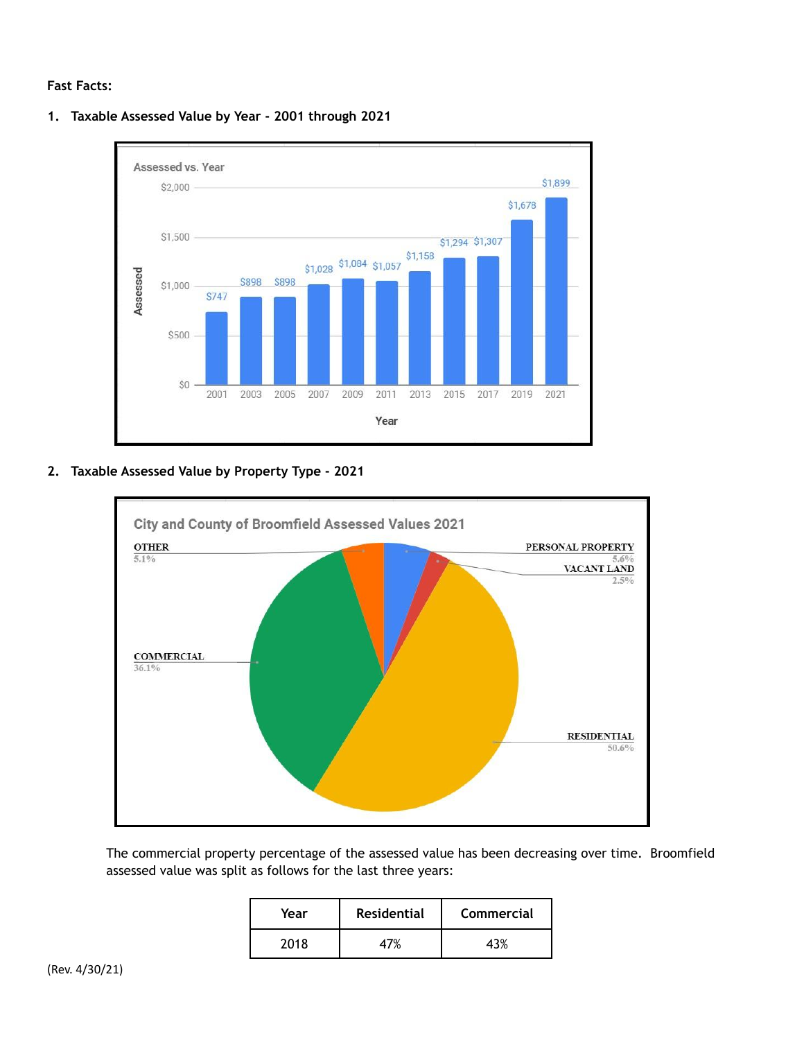**Fast Facts:**

1. **Taxable Assessed Value by Year - 2001 through 2021**

Assessed vs. Year

| Year | Assessed |
|---|---|
| 2001 | $747 |
| 2003 | $898 |
| 2005 | $898 |
| 2007 | $1,028 |
| 2009 | $1,084 |
| 2011 | $1,057 |
| 2013 | $1,158 |
| 2015 | $1,294 |
| 2017 | $1,307 |
| 2019 | $1,678 |
| 2021 | $1,899 |

2. **Taxable Assessed Value by Property Type - 2021**

City and County of Broomfield Assessed Values 2021

| Property Type | Percentage |
|---|---|
| RESIDENTIAL | 50.6% |
| COMMERCIAL | 36.1% |
| PERSONAL PROPERTY | 5.6% |
| OTHER | 5.1% |
| VACANT LAND | 2.5% |

The commercial property percentage of the assessed value has been decreasing over time. Broomfield assessed value was split as follows for the last three years:

| Year | Residential | Commercial |
|---|---|---|
| 2018 | 47% | 43% |

(Rev. 4/30/21)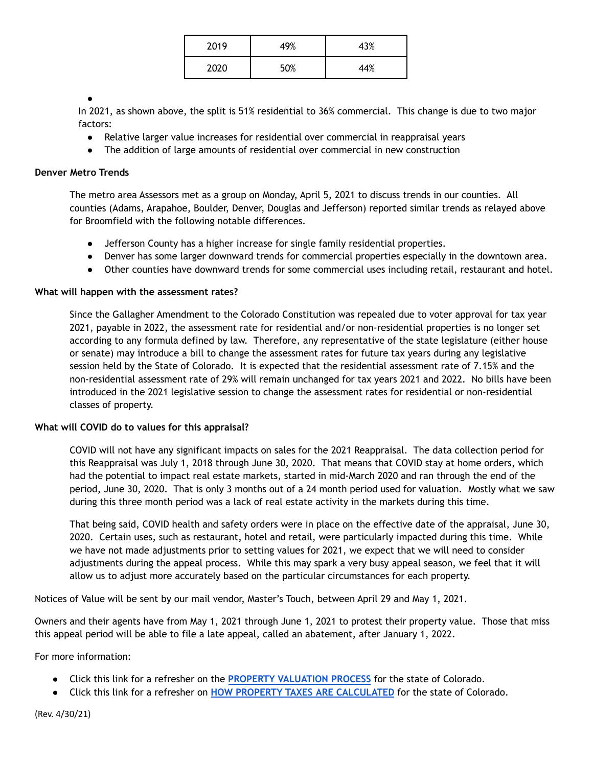| 2019 | 49% | 43% |
|---|---|---|
| 2020 | 50% | 44% |

- In 2021, as shown above, the split is 51% residential to 36% commercial. This change is due to two major factors:
  - Relative larger value increases for residential over commercial in reappraisal years
  - The addition of large amounts of residential over commercial in new construction

**Denver Metro Trends**

The metro area Assessors met as a group on Monday, April 5, 2021 to discuss trends in our counties. All counties (Adams, Arapahoe, Boulder, Denver, Douglas and Jefferson) reported similar trends as relayed above for Broomfield with the following notable differences.

- Jefferson County has a higher increase for single family residential properties.
- Denver has some larger downward trends for commercial properties especially in the downtown area.
- Other counties have downward trends for some commercial uses including retail, restaurant and hotel.

**What will happen with the assessment rates?**

Since the Gallagher Amendment to the Colorado Constitution was repealed due to voter approval for tax year 2021, payable in 2022, the assessment rate for residential and/or non-residential properties is no longer set according to any formula defined by law. Therefore, any representative of the state legislature (either house or senate) may introduce a bill to change the assessment rates for future tax years during any legislative session held by the State of Colorado. It is expected that the residential assessment rate of 7.15% and the non-residential assessment rate of 29% will remain unchanged for tax years 2021 and 2022. No bills have been introduced in the 2021 legislative session to change the assessment rates for residential or non-residential classes of property.

**What will COVID do to values for this appraisal?**

COVID will not have any significant impacts on sales for the 2021 Reappraisal. The data collection period for this Reappraisal was July 1, 2018 through June 30, 2020. That means that COVID stay at home orders, which had the potential to impact real estate markets, started in mid-March 2020 and ran through the end of the period, June 30, 2020. That is only 3 months out of a 24 month period used for valuation. Mostly what we saw during this three month period was a lack of real estate activity in the markets during this time.

That being said, COVID health and safety orders were in place on the effective date of the appraisal, June 30, 2020. Certain uses, such as restaurant, hotel and retail, were particularly impacted during this time. While we have not made adjustments prior to setting values for 2021, we expect that we will need to consider adjustments during the appeal process. While this may spark a very busy appeal season, we feel that it will allow us to adjust more accurately based on the particular circumstances for each property.

Notices of Value will be sent by our mail vendor, Master's Touch, between April 29 and May 1, 2021.

Owners and their agents have from May 1, 2021 through June 1, 2021 to protest their property value. Those that miss this appeal period will be able to file a late appeal, called an abatement, after January 1, 2022.

For more information:

- Click this link for a refresher on the **PROPERTY VALUATION PROCESS** for the state of Colorado.
- Click this link for a refresher on **HOW PROPERTY TAXES ARE CALCULATED** for the state of Colorado.

(Rev. 4/30/21)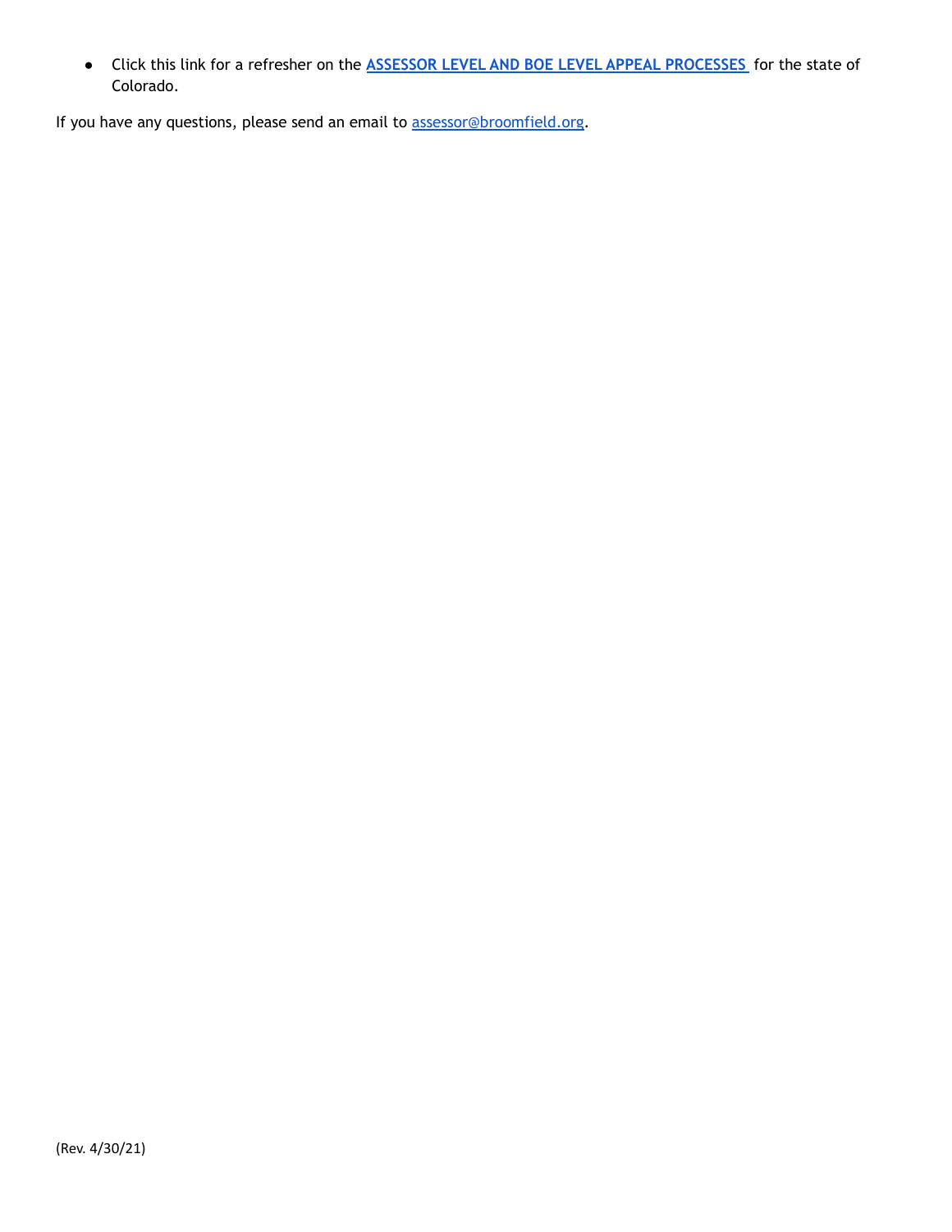- Click this link for a refresher on the **ASSESSOR LEVEL AND BOE LEVEL APPEAL PROCESSES** for the state of Colorado.

If you have any questions, please send an email to assessor@broomfield.org.

(Rev. 4/30/21)